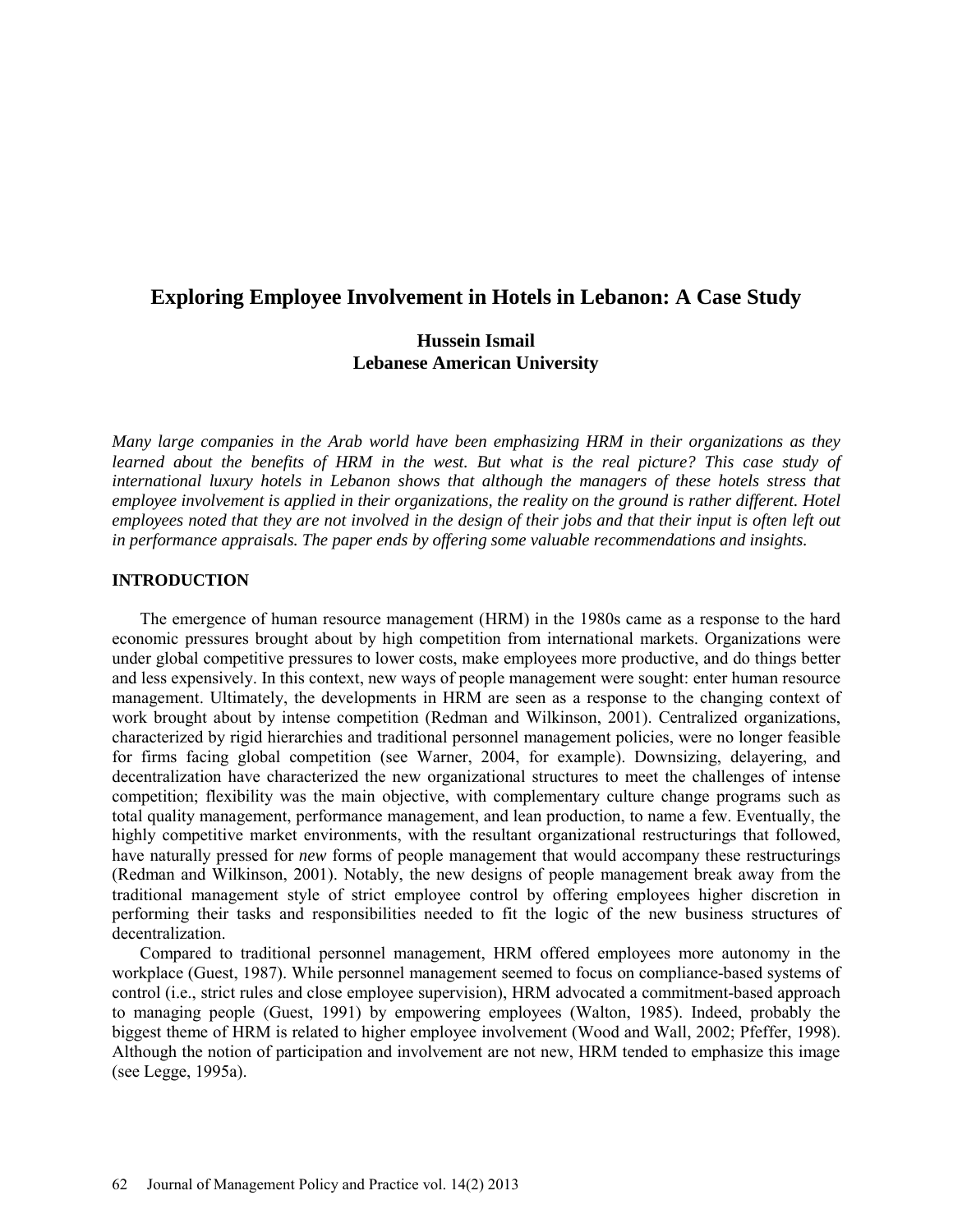# Exploring Employee Involvement in Hotels in Lebanon: A Case Study

**Hussein Ismail**
**Lebanese American University**

*Many large companies in the Arab world have been emphasizing HRM in their organizations as they learned about the benefits of HRM in the west. But what is the real picture? This case study of international luxury hotels in Lebanon shows that although the managers of these hotels stress that employee involvement is applied in their organizations, the reality on the ground is rather different. Hotel employees noted that they are not involved in the design of their jobs and that their input is often left out in performance appraisals. The paper ends by offering some valuable recommendations and insights.*

## INTRODUCTION

The emergence of human resource management (HRM) in the 1980s came as a response to the hard economic pressures brought about by high competition from international markets. Organizations were under global competitive pressures to lower costs, make employees more productive, and do things better and less expensively. In this context, new ways of people management were sought: enter human resource management. Ultimately, the developments in HRM are seen as a response to the changing context of work brought about by intense competition (Redman and Wilkinson, 2001). Centralized organizations, characterized by rigid hierarchies and traditional personnel management policies, were no longer feasible for firms facing global competition (see Warner, 2004, for example). Downsizing, delayering, and decentralization have characterized the new organizational structures to meet the challenges of intense competition; flexibility was the main objective, with complementary culture change programs such as total quality management, performance management, and lean production, to name a few. Eventually, the highly competitive market environments, with the resultant organizational restructurings that followed, have naturally pressed for *new* forms of people management that would accompany these restructurings (Redman and Wilkinson, 2001). Notably, the new designs of people management break away from the traditional management style of strict employee control by offering employees higher discretion in performing their tasks and responsibilities needed to fit the logic of the new business structures of decentralization.

Compared to traditional personnel management, HRM offered employees more autonomy in the workplace (Guest, 1987). While personnel management seemed to focus on compliance-based systems of control (i.e., strict rules and close employee supervision), HRM advocated a commitment-based approach to managing people (Guest, 1991) by empowering employees (Walton, 1985). Indeed, probably the biggest theme of HRM is related to higher employee involvement (Wood and Wall, 2002; Pfeffer, 1998). Although the notion of participation and involvement are not new, HRM tended to emphasize this image (see Legge, 1995a).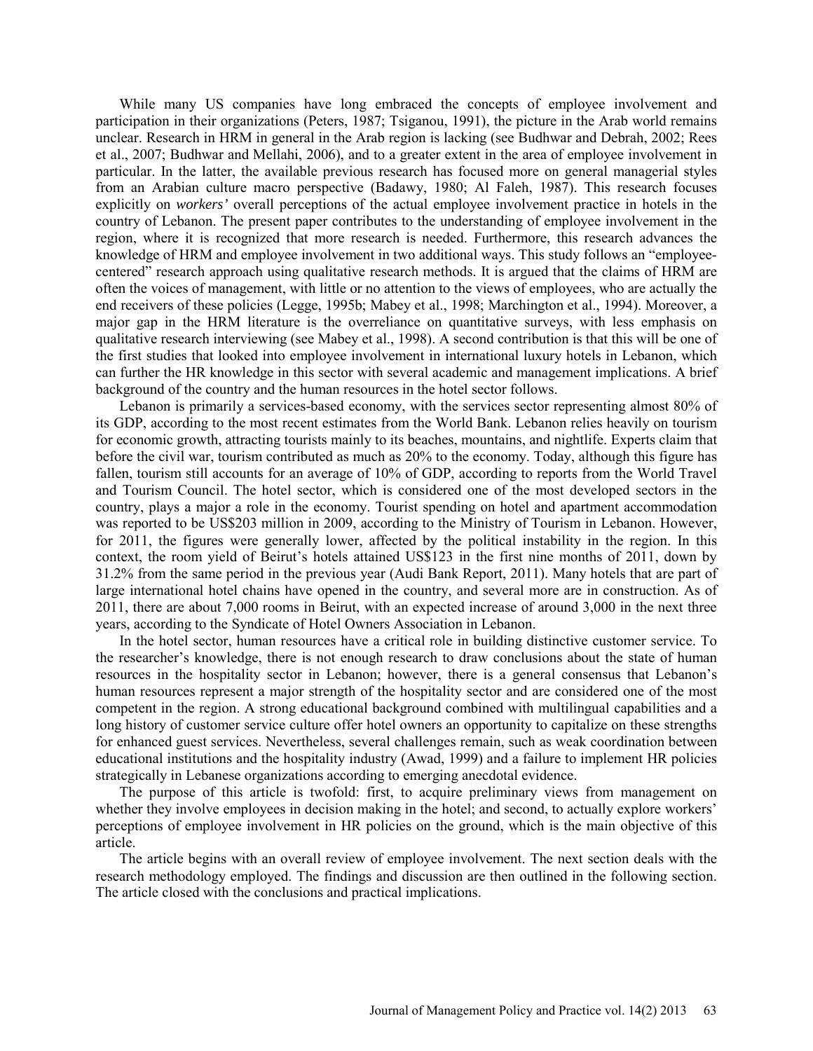While many US companies have long embraced the concepts of employee involvement and participation in their organizations (Peters, 1987; Tsiganou, 1991), the picture in the Arab world remains unclear. Research in HRM in general in the Arab region is lacking (see Budhwar and Debrah, 2002; Rees et al., 2007; Budhwar and Mellahi, 2006), and to a greater extent in the area of employee involvement in particular. In the latter, the available previous research has focused more on general managerial styles from an Arabian culture macro perspective (Badawy, 1980; Al Faleh, 1987). This research focuses explicitly on *workers'* overall perceptions of the actual employee involvement practice in hotels in the country of Lebanon. The present paper contributes to the understanding of employee involvement in the region, where it is recognized that more research is needed. Furthermore, this research advances the knowledge of HRM and employee involvement in two additional ways. This study follows an "employee-centered" research approach using qualitative research methods. It is argued that the claims of HRM are often the voices of management, with little or no attention to the views of employees, who are actually the end receivers of these policies (Legge, 1995b; Mabey et al., 1998; Marchington et al., 1994). Moreover, a major gap in the HRM literature is the overreliance on quantitative surveys, with less emphasis on qualitative research interviewing (see Mabey et al., 1998). A second contribution is that this will be one of the first studies that looked into employee involvement in international luxury hotels in Lebanon, which can further the HR knowledge in this sector with several academic and management implications. A brief background of the country and the human resources in the hotel sector follows.

Lebanon is primarily a services-based economy, with the services sector representing almost 80% of its GDP, according to the most recent estimates from the World Bank. Lebanon relies heavily on tourism for economic growth, attracting tourists mainly to its beaches, mountains, and nightlife. Experts claim that before the civil war, tourism contributed as much as 20% to the economy. Today, although this figure has fallen, tourism still accounts for an average of 10% of GDP, according to reports from the World Travel and Tourism Council. The hotel sector, which is considered one of the most developed sectors in the country, plays a major a role in the economy. Tourist spending on hotel and apartment accommodation was reported to be US$203 million in 2009, according to the Ministry of Tourism in Lebanon. However, for 2011, the figures were generally lower, affected by the political instability in the region. In this context, the room yield of Beirut's hotels attained US$123 in the first nine months of 2011, down by 31.2% from the same period in the previous year (Audi Bank Report, 2011). Many hotels that are part of large international hotel chains have opened in the country, and several more are in construction. As of 2011, there are about 7,000 rooms in Beirut, with an expected increase of around 3,000 in the next three years, according to the Syndicate of Hotel Owners Association in Lebanon.

In the hotel sector, human resources have a critical role in building distinctive customer service. To the researcher's knowledge, there is not enough research to draw conclusions about the state of human resources in the hospitality sector in Lebanon; however, there is a general consensus that Lebanon's human resources represent a major strength of the hospitality sector and are considered one of the most competent in the region. A strong educational background combined with multilingual capabilities and a long history of customer service culture offer hotel owners an opportunity to capitalize on these strengths for enhanced guest services. Nevertheless, several challenges remain, such as weak coordination between educational institutions and the hospitality industry (Awad, 1999) and a failure to implement HR policies strategically in Lebanese organizations according to emerging anecdotal evidence.

The purpose of this article is twofold: first, to acquire preliminary views from management on whether they involve employees in decision making in the hotel; and second, to actually explore workers' perceptions of employee involvement in HR policies on the ground, which is the main objective of this article.

The article begins with an overall review of employee involvement. The next section deals with the research methodology employed. The findings and discussion are then outlined in the following section. The article closed with the conclusions and practical implications.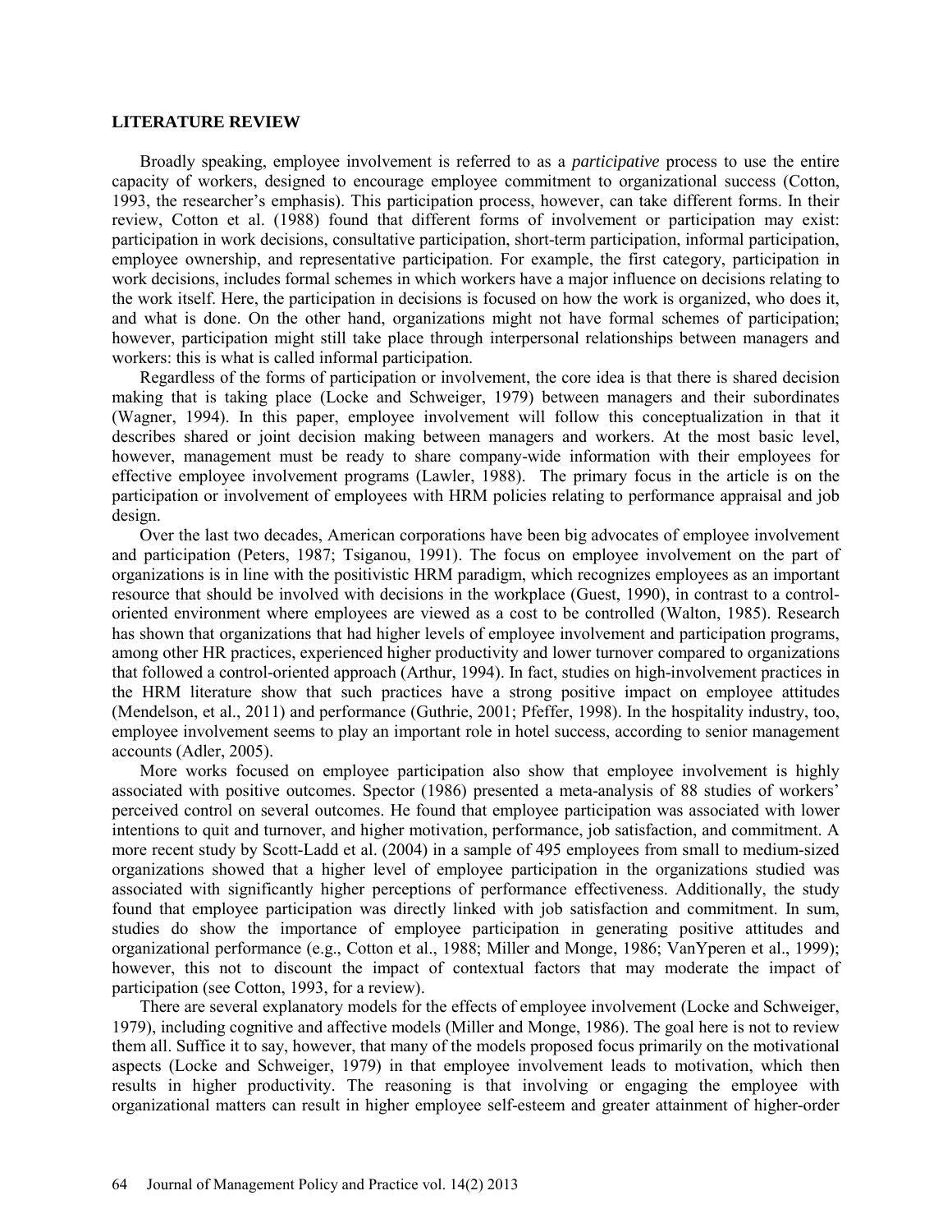## LITERATURE REVIEW

Broadly speaking, employee involvement is referred to as a *participative* process to use the entire capacity of workers, designed to encourage employee commitment to organizational success (Cotton, 1993, the researcher's emphasis). This participation process, however, can take different forms. In their review, Cotton et al. (1988) found that different forms of involvement or participation may exist: participation in work decisions, consultative participation, short-term participation, informal participation, employee ownership, and representative participation. For example, the first category, participation in work decisions, includes formal schemes in which workers have a major influence on decisions relating to the work itself. Here, the participation in decisions is focused on how the work is organized, who does it, and what is done. On the other hand, organizations might not have formal schemes of participation; however, participation might still take place through interpersonal relationships between managers and workers: this is what is called informal participation.

Regardless of the forms of participation or involvement, the core idea is that there is shared decision making that is taking place (Locke and Schweiger, 1979) between managers and their subordinates (Wagner, 1994). In this paper, employee involvement will follow this conceptualization in that it describes shared or joint decision making between managers and workers. At the most basic level, however, management must be ready to share company-wide information with their employees for effective employee involvement programs (Lawler, 1988). The primary focus in the article is on the participation or involvement of employees with HRM policies relating to performance appraisal and job design.

Over the last two decades, American corporations have been big advocates of employee involvement and participation (Peters, 1987; Tsiganou, 1991). The focus on employee involvement on the part of organizations is in line with the positivistic HRM paradigm, which recognizes employees as an important resource that should be involved with decisions in the workplace (Guest, 1990), in contrast to a control-oriented environment where employees are viewed as a cost to be controlled (Walton, 1985). Research has shown that organizations that had higher levels of employee involvement and participation programs, among other HR practices, experienced higher productivity and lower turnover compared to organizations that followed a control-oriented approach (Arthur, 1994). In fact, studies on high-involvement practices in the HRM literature show that such practices have a strong positive impact on employee attitudes (Mendelson, et al., 2011) and performance (Guthrie, 2001; Pfeffer, 1998). In the hospitality industry, too, employee involvement seems to play an important role in hotel success, according to senior management accounts (Adler, 2005).

More works focused on employee participation also show that employee involvement is highly associated with positive outcomes. Spector (1986) presented a meta-analysis of 88 studies of workers' perceived control on several outcomes. He found that employee participation was associated with lower intentions to quit and turnover, and higher motivation, performance, job satisfaction, and commitment. A more recent study by Scott-Ladd et al. (2004) in a sample of 495 employees from small to medium-sized organizations showed that a higher level of employee participation in the organizations studied was associated with significantly higher perceptions of performance effectiveness. Additionally, the study found that employee participation was directly linked with job satisfaction and commitment. In sum, studies do show the importance of employee participation in generating positive attitudes and organizational performance (e.g., Cotton et al., 1988; Miller and Monge, 1986; VanYperen et al., 1999); however, this not to discount the impact of contextual factors that may moderate the impact of participation (see Cotton, 1993, for a review).

There are several explanatory models for the effects of employee involvement (Locke and Schweiger, 1979), including cognitive and affective models (Miller and Monge, 1986). The goal here is not to review them all. Suffice it to say, however, that many of the models proposed focus primarily on the motivational aspects (Locke and Schweiger, 1979) in that employee involvement leads to motivation, which then results in higher productivity. The reasoning is that involving or engaging the employee with organizational matters can result in higher employee self-esteem and greater attainment of higher-order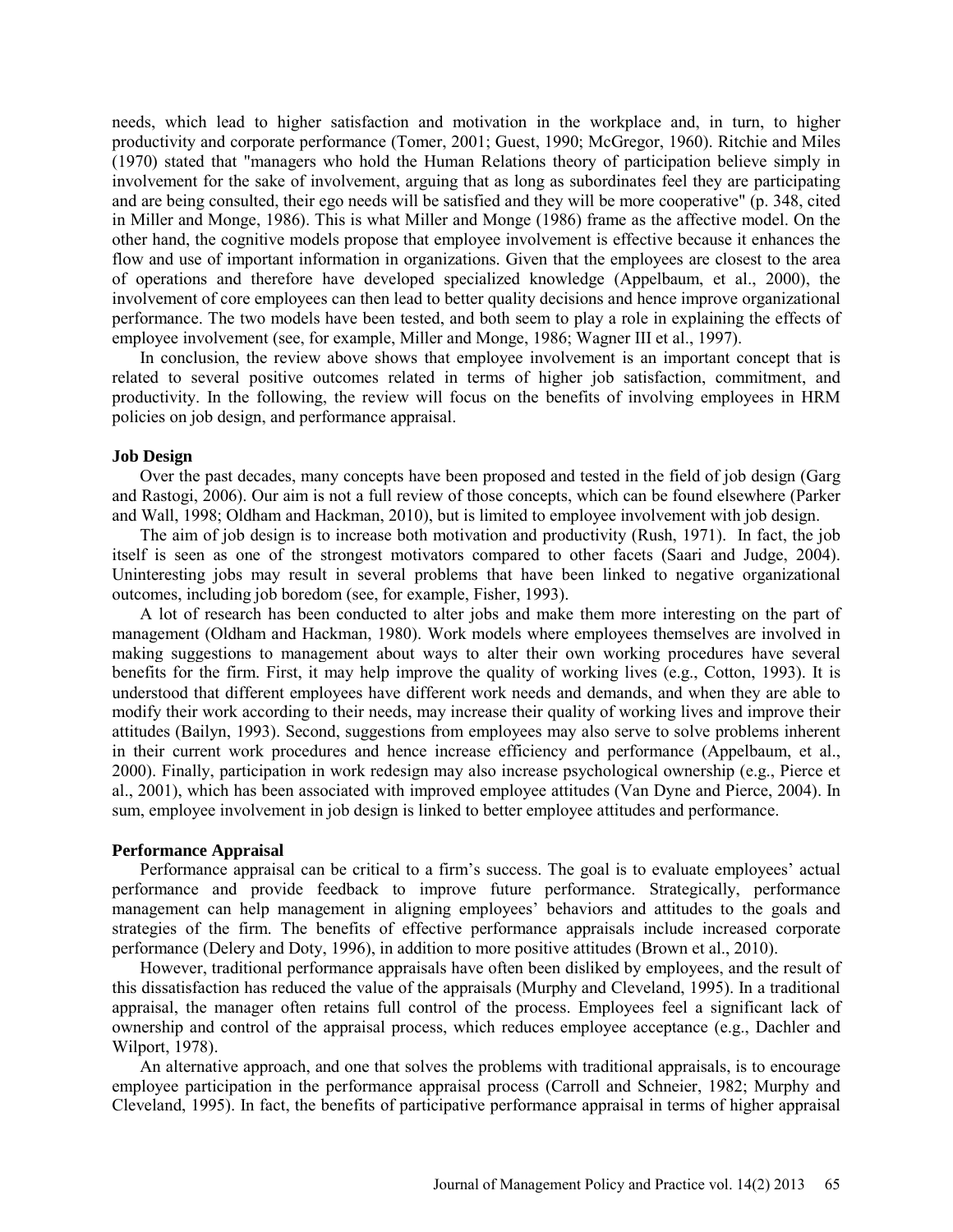needs, which lead to higher satisfaction and motivation in the workplace and, in turn, to higher productivity and corporate performance (Tomer, 2001; Guest, 1990; McGregor, 1960). Ritchie and Miles (1970) stated that "managers who hold the Human Relations theory of participation believe simply in involvement for the sake of involvement, arguing that as long as subordinates feel they are participating and are being consulted, their ego needs will be satisfied and they will be more cooperative" (p. 348, cited in Miller and Monge, 1986). This is what Miller and Monge (1986) frame as the affective model. On the other hand, the cognitive models propose that employee involvement is effective because it enhances the flow and use of important information in organizations. Given that the employees are closest to the area of operations and therefore have developed specialized knowledge (Appelbaum, et al., 2000), the involvement of core employees can then lead to better quality decisions and hence improve organizational performance. The two models have been tested, and both seem to play a role in explaining the effects of employee involvement (see, for example, Miller and Monge, 1986; Wagner III et al., 1997).

In conclusion, the review above shows that employee involvement is an important concept that is related to several positive outcomes related in terms of higher job satisfaction, commitment, and productivity. In the following, the review will focus on the benefits of involving employees in HRM policies on job design, and performance appraisal.

### Job Design

Over the past decades, many concepts have been proposed and tested in the field of job design (Garg and Rastogi, 2006). Our aim is not a full review of those concepts, which can be found elsewhere (Parker and Wall, 1998; Oldham and Hackman, 2010), but is limited to employee involvement with job design.

The aim of job design is to increase both motivation and productivity (Rush, 1971). In fact, the job itself is seen as one of the strongest motivators compared to other facets (Saari and Judge, 2004). Uninteresting jobs may result in several problems that have been linked to negative organizational outcomes, including job boredom (see, for example, Fisher, 1993).

A lot of research has been conducted to alter jobs and make them more interesting on the part of management (Oldham and Hackman, 1980). Work models where employees themselves are involved in making suggestions to management about ways to alter their own working procedures have several benefits for the firm. First, it may help improve the quality of working lives (e.g., Cotton, 1993). It is understood that different employees have different work needs and demands, and when they are able to modify their work according to their needs, may increase their quality of working lives and improve their attitudes (Bailyn, 1993). Second, suggestions from employees may also serve to solve problems inherent in their current work procedures and hence increase efficiency and performance (Appelbaum, et al., 2000). Finally, participation in work redesign may also increase psychological ownership (e.g., Pierce et al., 2001), which has been associated with improved employee attitudes (Van Dyne and Pierce, 2004). In sum, employee involvement in job design is linked to better employee attitudes and performance.

### Performance Appraisal

Performance appraisal can be critical to a firm's success. The goal is to evaluate employees' actual performance and provide feedback to improve future performance. Strategically, performance management can help management in aligning employees' behaviors and attitudes to the goals and strategies of the firm. The benefits of effective performance appraisals include increased corporate performance (Delery and Doty, 1996), in addition to more positive attitudes (Brown et al., 2010).

However, traditional performance appraisals have often been disliked by employees, and the result of this dissatisfaction has reduced the value of the appraisals (Murphy and Cleveland, 1995). In a traditional appraisal, the manager often retains full control of the process. Employees feel a significant lack of ownership and control of the appraisal process, which reduces employee acceptance (e.g., Dachler and Wilport, 1978).

An alternative approach, and one that solves the problems with traditional appraisals, is to encourage employee participation in the performance appraisal process (Carroll and Schneier, 1982; Murphy and Cleveland, 1995). In fact, the benefits of participative performance appraisal in terms of higher appraisal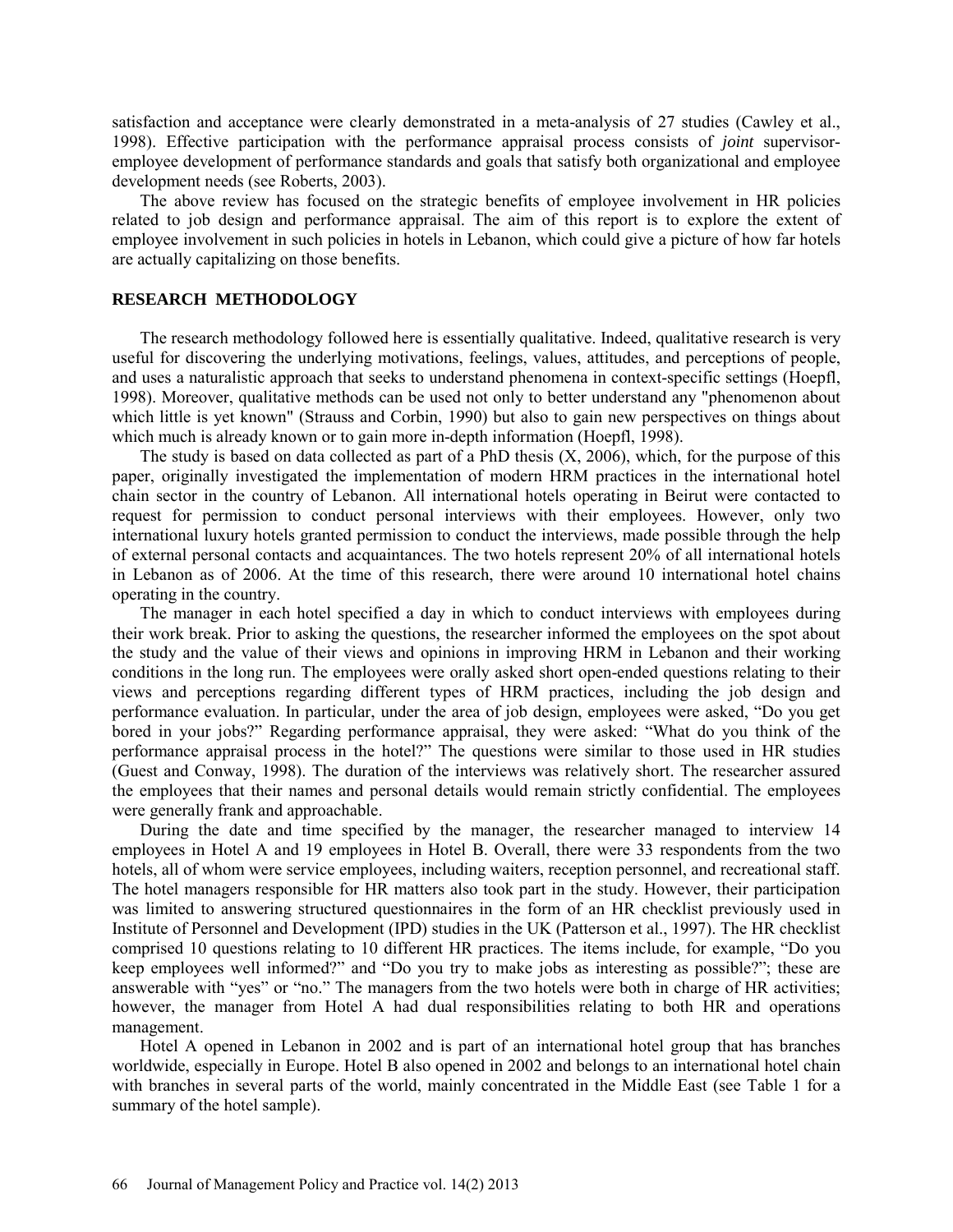satisfaction and acceptance were clearly demonstrated in a meta-analysis of 27 studies (Cawley et al., 1998). Effective participation with the performance appraisal process consists of *joint* supervisor-employee development of performance standards and goals that satisfy both organizational and employee development needs (see Roberts, 2003).

The above review has focused on the strategic benefits of employee involvement in HR policies related to job design and performance appraisal. The aim of this report is to explore the extent of employee involvement in such policies in hotels in Lebanon, which could give a picture of how far hotels are actually capitalizing on those benefits.

## RESEARCH METHODOLOGY

The research methodology followed here is essentially qualitative. Indeed, qualitative research is very useful for discovering the underlying motivations, feelings, values, attitudes, and perceptions of people, and uses a naturalistic approach that seeks to understand phenomena in context-specific settings (Hoepfl, 1998). Moreover, qualitative methods can be used not only to better understand any "phenomenon about which little is yet known" (Strauss and Corbin, 1990) but also to gain new perspectives on things about which much is already known or to gain more in-depth information (Hoepfl, 1998).

The study is based on data collected as part of a PhD thesis (X, 2006), which, for the purpose of this paper, originally investigated the implementation of modern HRM practices in the international hotel chain sector in the country of Lebanon. All international hotels operating in Beirut were contacted to request for permission to conduct personal interviews with their employees. However, only two international luxury hotels granted permission to conduct the interviews, made possible through the help of external personal contacts and acquaintances. The two hotels represent 20% of all international hotels in Lebanon as of 2006. At the time of this research, there were around 10 international hotel chains operating in the country.

The manager in each hotel specified a day in which to conduct interviews with employees during their work break. Prior to asking the questions, the researcher informed the employees on the spot about the study and the value of their views and opinions in improving HRM in Lebanon and their working conditions in the long run. The employees were orally asked short open-ended questions relating to their views and perceptions regarding different types of HRM practices, including the job design and performance evaluation. In particular, under the area of job design, employees were asked, "Do you get bored in your jobs?" Regarding performance appraisal, they were asked: "What do you think of the performance appraisal process in the hotel?" The questions were similar to those used in HR studies (Guest and Conway, 1998). The duration of the interviews was relatively short. The researcher assured the employees that their names and personal details would remain strictly confidential. The employees were generally frank and approachable.

During the date and time specified by the manager, the researcher managed to interview 14 employees in Hotel A and 19 employees in Hotel B. Overall, there were 33 respondents from the two hotels, all of whom were service employees, including waiters, reception personnel, and recreational staff. The hotel managers responsible for HR matters also took part in the study. However, their participation was limited to answering structured questionnaires in the form of an HR checklist previously used in Institute of Personnel and Development (IPD) studies in the UK (Patterson et al., 1997). The HR checklist comprised 10 questions relating to 10 different HR practices. The items include, for example, "Do you keep employees well informed?" and "Do you try to make jobs as interesting as possible?"; these are answerable with "yes" or "no." The managers from the two hotels were both in charge of HR activities; however, the manager from Hotel A had dual responsibilities relating to both HR and operations management.

Hotel A opened in Lebanon in 2002 and is part of an international hotel group that has branches worldwide, especially in Europe. Hotel B also opened in 2002 and belongs to an international hotel chain with branches in several parts of the world, mainly concentrated in the Middle East (see Table 1 for a summary of the hotel sample).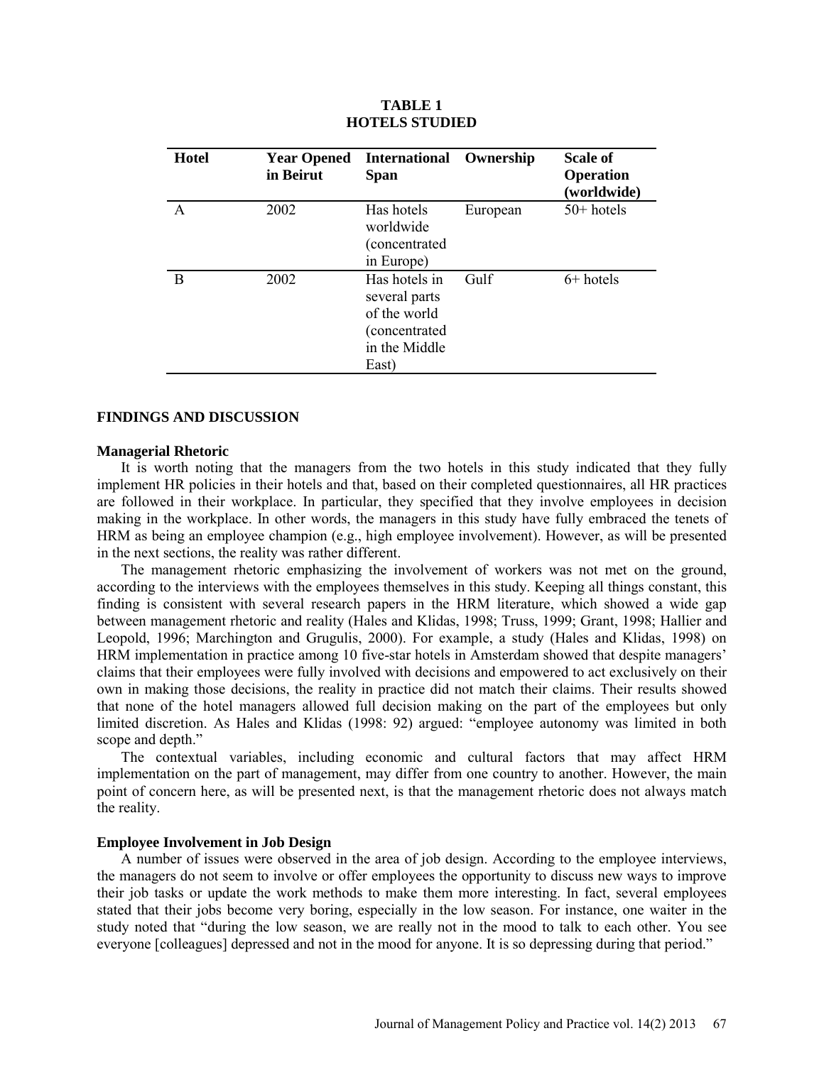**TABLE 1**
**HOTELS STUDIED**

| Hotel | Year Opened in Beirut | International Span | Ownership | Scale of Operation (worldwide) |
|---|---|---|---|---|
| A | 2002 | Has hotels worldwide (concentrated in Europe) | European | 50+ hotels |
| B | 2002 | Has hotels in several parts of the world (concentrated in the Middle East) | Gulf | 6+ hotels |

## FINDINGS AND DISCUSSION

### Managerial Rhetoric

It is worth noting that the managers from the two hotels in this study indicated that they fully implement HR policies in their hotels and that, based on their completed questionnaires, all HR practices are followed in their workplace. In particular, they specified that they involve employees in decision making in the workplace. In other words, the managers in this study have fully embraced the tenets of HRM as being an employee champion (e.g., high employee involvement). However, as will be presented in the next sections, the reality was rather different.

The management rhetoric emphasizing the involvement of workers was not met on the ground, according to the interviews with the employees themselves in this study. Keeping all things constant, this finding is consistent with several research papers in the HRM literature, which showed a wide gap between management rhetoric and reality (Hales and Klidas, 1998; Truss, 1999; Grant, 1998; Hallier and Leopold, 1996; Marchington and Grugulis, 2000). For example, a study (Hales and Klidas, 1998) on HRM implementation in practice among 10 five-star hotels in Amsterdam showed that despite managers' claims that their employees were fully involved with decisions and empowered to act exclusively on their own in making those decisions, the reality in practice did not match their claims. Their results showed that none of the hotel managers allowed full decision making on the part of the employees but only limited discretion. As Hales and Klidas (1998: 92) argued: "employee autonomy was limited in both scope and depth."

The contextual variables, including economic and cultural factors that may affect HRM implementation on the part of management, may differ from one country to another. However, the main point of concern here, as will be presented next, is that the management rhetoric does not always match the reality.

### Employee Involvement in Job Design

A number of issues were observed in the area of job design. According to the employee interviews, the managers do not seem to involve or offer employees the opportunity to discuss new ways to improve their job tasks or update the work methods to make them more interesting. In fact, several employees stated that their jobs become very boring, especially in the low season. For instance, one waiter in the study noted that "during the low season, we are really not in the mood to talk to each other. You see everyone [colleagues] depressed and not in the mood for anyone. It is so depressing during that period."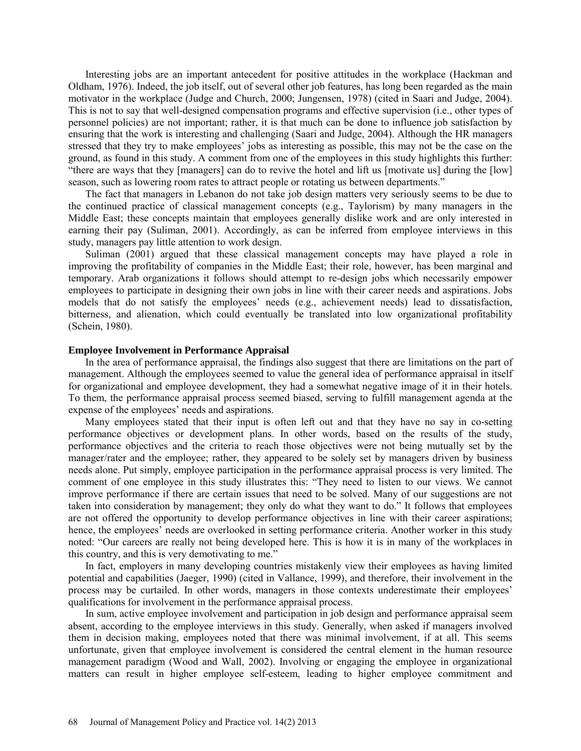Interesting jobs are an important antecedent for positive attitudes in the workplace (Hackman and Oldham, 1976). Indeed, the job itself, out of several other job features, has long been regarded as the main motivator in the workplace (Judge and Church, 2000; Jungensen, 1978) (cited in Saari and Judge, 2004). This is not to say that well-designed compensation programs and effective supervision (i.e., other types of personnel policies) are not important; rather, it is that much can be done to influence job satisfaction by ensuring that the work is interesting and challenging (Saari and Judge, 2004). Although the HR managers stressed that they try to make employees' jobs as interesting as possible, this may not be the case on the ground, as found in this study. A comment from one of the employees in this study highlights this further: "there are ways that they [managers] can do to revive the hotel and lift us [motivate us] during the [low] season, such as lowering room rates to attract people or rotating us between departments."

The fact that managers in Lebanon do not take job design matters very seriously seems to be due to the continued practice of classical management concepts (e.g., Taylorism) by many managers in the Middle East; these concepts maintain that employees generally dislike work and are only interested in earning their pay (Suliman, 2001). Accordingly, as can be inferred from employee interviews in this study, managers pay little attention to work design.

Suliman (2001) argued that these classical management concepts may have played a role in improving the profitability of companies in the Middle East; their role, however, has been marginal and temporary. Arab organizations it follows should attempt to re-design jobs which necessarily empower employees to participate in designing their own jobs in line with their career needs and aspirations. Jobs models that do not satisfy the employees' needs (e.g., achievement needs) lead to dissatisfaction, bitterness, and alienation, which could eventually be translated into low organizational profitability (Schein, 1980).

**Employee Involvement in Performance Appraisal**

In the area of performance appraisal, the findings also suggest that there are limitations on the part of management. Although the employees seemed to value the general idea of performance appraisal in itself for organizational and employee development, they had a somewhat negative image of it in their hotels. To them, the performance appraisal process seemed biased, serving to fulfill management agenda at the expense of the employees' needs and aspirations.

Many employees stated that their input is often left out and that they have no say in co-setting performance objectives or development plans. In other words, based on the results of the study, performance objectives and the criteria to reach those objectives were not being mutually set by the manager/rater and the employee; rather, they appeared to be solely set by managers driven by business needs alone. Put simply, employee participation in the performance appraisal process is very limited. The comment of one employee in this study illustrates this: "They need to listen to our views. We cannot improve performance if there are certain issues that need to be solved. Many of our suggestions are not taken into consideration by management; they only do what they want to do." It follows that employees are not offered the opportunity to develop performance objectives in line with their career aspirations; hence, the employees' needs are overlooked in setting performance criteria. Another worker in this study noted: "Our careers are really not being developed here. This is how it is in many of the workplaces in this country, and this is very demotivating to me."

In fact, employers in many developing countries mistakenly view their employees as having limited potential and capabilities (Jaeger, 1990) (cited in Vallance, 1999), and therefore, their involvement in the process may be curtailed. In other words, managers in those contexts underestimate their employees' qualifications for involvement in the performance appraisal process.

In sum, active employee involvement and participation in job design and performance appraisal seem absent, according to the employee interviews in this study. Generally, when asked if managers involved them in decision making, employees noted that there was minimal involvement, if at all. This seems unfortunate, given that employee involvement is considered the central element in the human resource management paradigm (Wood and Wall, 2002). Involving or engaging the employee in organizational matters can result in higher employee self-esteem, leading to higher employee commitment and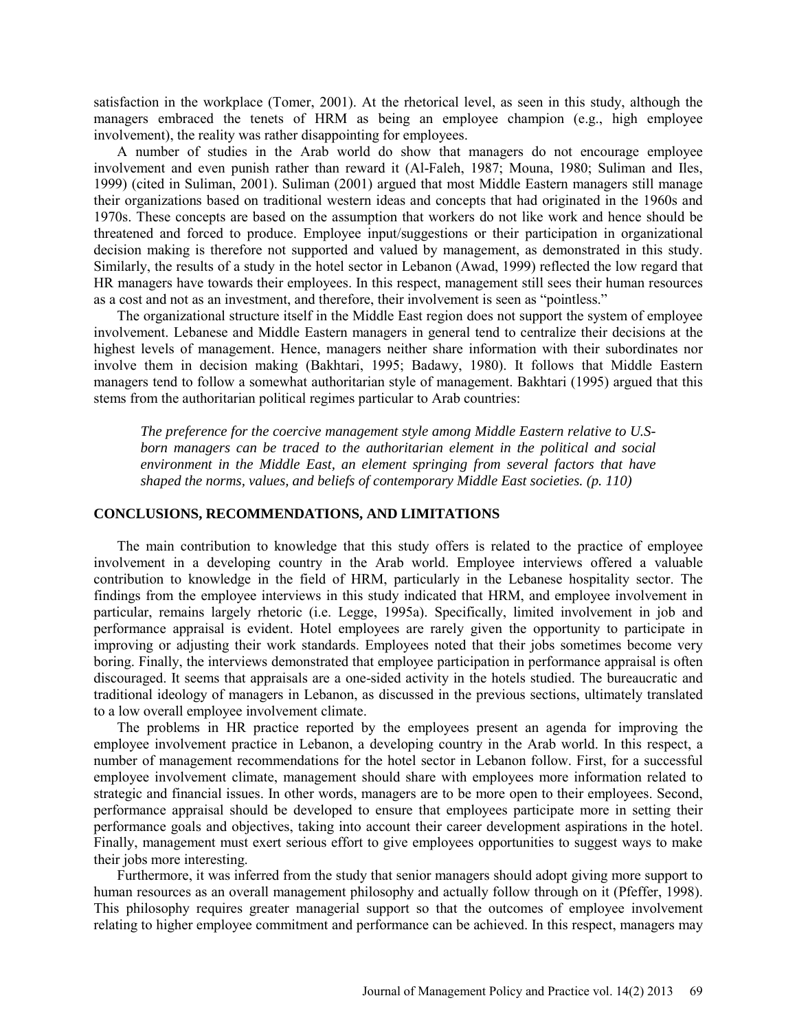satisfaction in the workplace (Tomer, 2001). At the rhetorical level, as seen in this study, although the managers embraced the tenets of HRM as being an employee champion (e.g., high employee involvement), the reality was rather disappointing for employees.

A number of studies in the Arab world do show that managers do not encourage employee involvement and even punish rather than reward it (Al-Faleh, 1987; Mouna, 1980; Suliman and Iles, 1999) (cited in Suliman, 2001). Suliman (2001) argued that most Middle Eastern managers still manage their organizations based on traditional western ideas and concepts that had originated in the 1960s and 1970s. These concepts are based on the assumption that workers do not like work and hence should be threatened and forced to produce. Employee input/suggestions or their participation in organizational decision making is therefore not supported and valued by management, as demonstrated in this study. Similarly, the results of a study in the hotel sector in Lebanon (Awad, 1999) reflected the low regard that HR managers have towards their employees. In this respect, management still sees their human resources as a cost and not as an investment, and therefore, their involvement is seen as "pointless."

The organizational structure itself in the Middle East region does not support the system of employee involvement. Lebanese and Middle Eastern managers in general tend to centralize their decisions at the highest levels of management. Hence, managers neither share information with their subordinates nor involve them in decision making (Bakhtari, 1995; Badawy, 1980). It follows that Middle Eastern managers tend to follow a somewhat authoritarian style of management. Bakhtari (1995) argued that this stems from the authoritarian political regimes particular to Arab countries:

> *The preference for the coercive management style among Middle Eastern relative to U.S-born managers can be traced to the authoritarian element in the political and social environment in the Middle East, an element springing from several factors that have shaped the norms, values, and beliefs of contemporary Middle East societies. (p. 110)*

## CONCLUSIONS, RECOMMENDATIONS, AND LIMITATIONS

The main contribution to knowledge that this study offers is related to the practice of employee involvement in a developing country in the Arab world. Employee interviews offered a valuable contribution to knowledge in the field of HRM, particularly in the Lebanese hospitality sector. The findings from the employee interviews in this study indicated that HRM, and employee involvement in particular, remains largely rhetoric (i.e. Legge, 1995a). Specifically, limited involvement in job and performance appraisal is evident. Hotel employees are rarely given the opportunity to participate in improving or adjusting their work standards. Employees noted that their jobs sometimes become very boring. Finally, the interviews demonstrated that employee participation in performance appraisal is often discouraged. It seems that appraisals are a one-sided activity in the hotels studied. The bureaucratic and traditional ideology of managers in Lebanon, as discussed in the previous sections, ultimately translated to a low overall employee involvement climate.

The problems in HR practice reported by the employees present an agenda for improving the employee involvement practice in Lebanon, a developing country in the Arab world. In this respect, a number of management recommendations for the hotel sector in Lebanon follow. First, for a successful employee involvement climate, management should share with employees more information related to strategic and financial issues. In other words, managers are to be more open to their employees. Second, performance appraisal should be developed to ensure that employees participate more in setting their performance goals and objectives, taking into account their career development aspirations in the hotel. Finally, management must exert serious effort to give employees opportunities to suggest ways to make their jobs more interesting.

Furthermore, it was inferred from the study that senior managers should adopt giving more support to human resources as an overall management philosophy and actually follow through on it (Pfeffer, 1998). This philosophy requires greater managerial support so that the outcomes of employee involvement relating to higher employee commitment and performance can be achieved. In this respect, managers may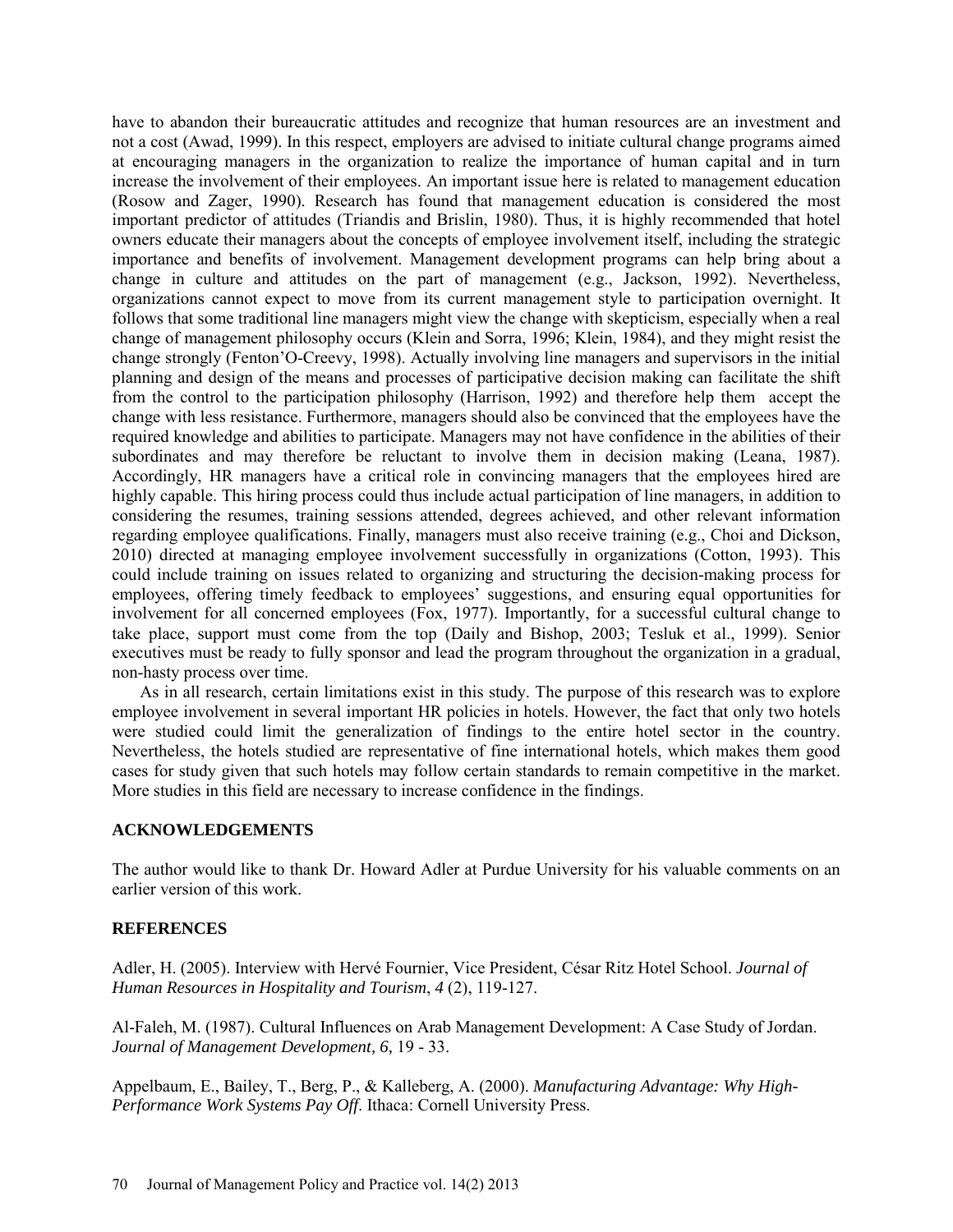have to abandon their bureaucratic attitudes and recognize that human resources are an investment and not a cost (Awad, 1999). In this respect, employers are advised to initiate cultural change programs aimed at encouraging managers in the organization to realize the importance of human capital and in turn increase the involvement of their employees. An important issue here is related to management education (Rosow and Zager, 1990). Research has found that management education is considered the most important predictor of attitudes (Triandis and Brislin, 1980). Thus, it is highly recommended that hotel owners educate their managers about the concepts of employee involvement itself, including the strategic importance and benefits of involvement. Management development programs can help bring about a change in culture and attitudes on the part of management (e.g., Jackson, 1992). Nevertheless, organizations cannot expect to move from its current management style to participation overnight. It follows that some traditional line managers might view the change with skepticism, especially when a real change of management philosophy occurs (Klein and Sorra, 1996; Klein, 1984), and they might resist the change strongly (Fenton'O-Creevy, 1998). Actually involving line managers and supervisors in the initial planning and design of the means and processes of participative decision making can facilitate the shift from the control to the participation philosophy (Harrison, 1992) and therefore help them accept the change with less resistance. Furthermore, managers should also be convinced that the employees have the required knowledge and abilities to participate. Managers may not have confidence in the abilities of their subordinates and may therefore be reluctant to involve them in decision making (Leana, 1987). Accordingly, HR managers have a critical role in convincing managers that the employees hired are highly capable. This hiring process could thus include actual participation of line managers, in addition to considering the resumes, training sessions attended, degrees achieved, and other relevant information regarding employee qualifications. Finally, managers must also receive training (e.g., Choi and Dickson, 2010) directed at managing employee involvement successfully in organizations (Cotton, 1993). This could include training on issues related to organizing and structuring the decision-making process for employees, offering timely feedback to employees' suggestions, and ensuring equal opportunities for involvement for all concerned employees (Fox, 1977). Importantly, for a successful cultural change to take place, support must come from the top (Daily and Bishop, 2003; Tesluk et al., 1999). Senior executives must be ready to fully sponsor and lead the program throughout the organization in a gradual, non-hasty process over time.

As in all research, certain limitations exist in this study. The purpose of this research was to explore employee involvement in several important HR policies in hotels. However, the fact that only two hotels were studied could limit the generalization of findings to the entire hotel sector in the country. Nevertheless, the hotels studied are representative of fine international hotels, which makes them good cases for study given that such hotels may follow certain standards to remain competitive in the market. More studies in this field are necessary to increase confidence in the findings.

## ACKNOWLEDGEMENTS

The author would like to thank Dr. Howard Adler at Purdue University for his valuable comments on an earlier version of this work.

## REFERENCES

Adler, H. (2005). Interview with Hervé Fournier, Vice President, César Ritz Hotel School. *Journal of Human Resources in Hospitality and Tourism*, *4* (2), 119-127.

Al-Faleh, M. (1987). Cultural Influences on Arab Management Development: A Case Study of Jordan. *Journal of Management Development, 6,* 19 - 33.

Appelbaum, E., Bailey, T., Berg, P., & Kalleberg, A. (2000). *Manufacturing Advantage: Why High-Performance Work Systems Pay Off.* Ithaca: Cornell University Press.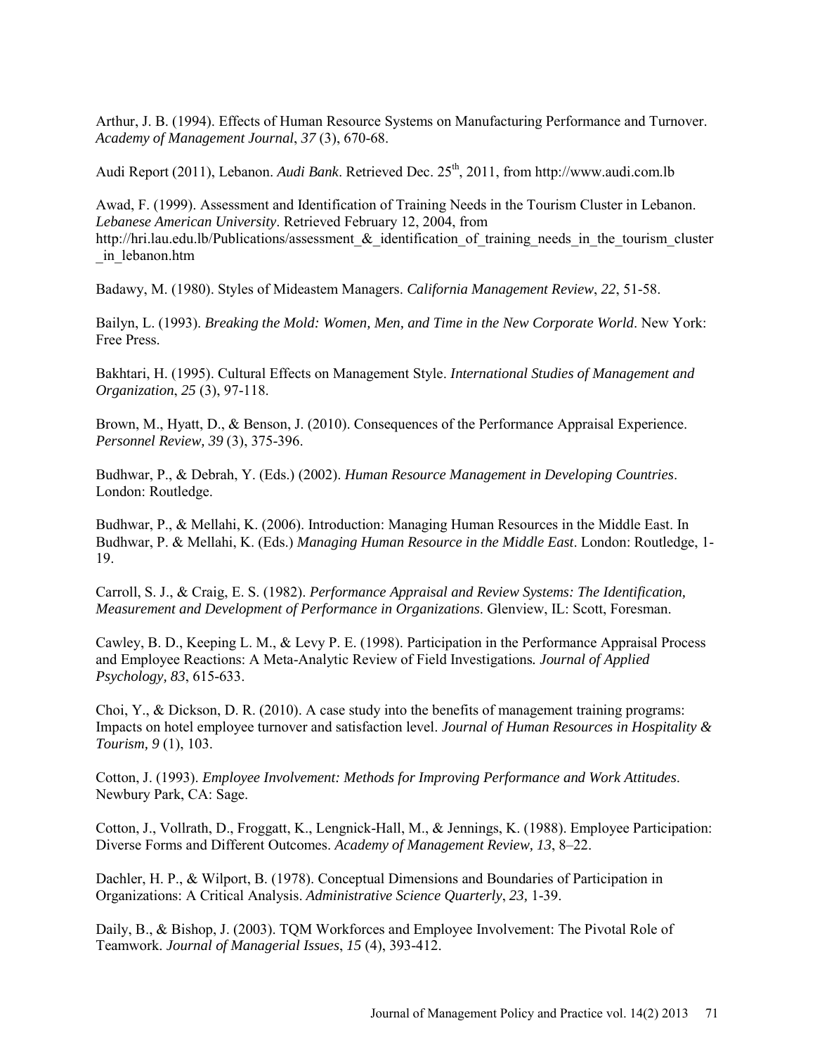Arthur, J. B. (1994). Effects of Human Resource Systems on Manufacturing Performance and Turnover. *Academy of Management Journal*, *37* (3), 670-68.

Audi Report (2011), Lebanon. *Audi Bank*. Retrieved Dec. 25th, 2011, from http://www.audi.com.lb

Awad, F. (1999). Assessment and Identification of Training Needs in the Tourism Cluster in Lebanon. *Lebanese American University*. Retrieved February 12, 2004, from http://hri.lau.edu.lb/Publications/assessment_&_identification_of_training_needs_in_the_tourism_cluster_in_lebanon.htm

Badawy, M. (1980). Styles of Mideastem Managers. *California Management Review*, *22*, 51-58.

Bailyn, L. (1993). *Breaking the Mold: Women, Men, and Time in the New Corporate World*. New York: Free Press.

Bakhtari, H. (1995). Cultural Effects on Management Style. *International Studies of Management and Organization*, *25* (3), 97-118.

Brown, M., Hyatt, D., & Benson, J. (2010). Consequences of the Performance Appraisal Experience. *Personnel Review, 39* (3), 375-396.

Budhwar, P., & Debrah, Y. (Eds.) (2002). *Human Resource Management in Developing Countries*. London: Routledge.

Budhwar, P., & Mellahi, K. (2006). Introduction: Managing Human Resources in the Middle East. In Budhwar, P. & Mellahi, K. (Eds.) *Managing Human Resource in the Middle East*. London: Routledge, 1-19.

Carroll, S. J., & Craig, E. S. (1982). *Performance Appraisal and Review Systems: The Identification, Measurement and Development of Performance in Organizations*. Glenview, IL: Scott, Foresman.

Cawley, B. D., Keeping L. M., & Levy P. E. (1998). Participation in the Performance Appraisal Process and Employee Reactions: A Meta-Analytic Review of Field Investigations*. Journal of Applied Psychology, 83*, 615-633.

Choi, Y., & Dickson, D. R. (2010). A case study into the benefits of management training programs: Impacts on hotel employee turnover and satisfaction level. *Journal of Human Resources in Hospitality & Tourism, 9* (1), 103.

Cotton, J. (1993). *Employee Involvement: Methods for Improving Performance and Work Attitudes*. Newbury Park, CA: Sage.

Cotton, J., Vollrath, D., Froggatt, K., Lengnick-Hall, M., & Jennings, K. (1988). Employee Participation: Diverse Forms and Different Outcomes. *Academy of Management Review, 13*, 8–22.

Dachler, H. P., & Wilport, B. (1978). Conceptual Dimensions and Boundaries of Participation in Organizations: A Critical Analysis. *Administrative Science Quarterly*, *23,* 1-39.

Daily, B., & Bishop, J. (2003). TQM Workforces and Employee Involvement: The Pivotal Role of Teamwork. *Journal of Managerial Issues*, *15* (4), 393-412.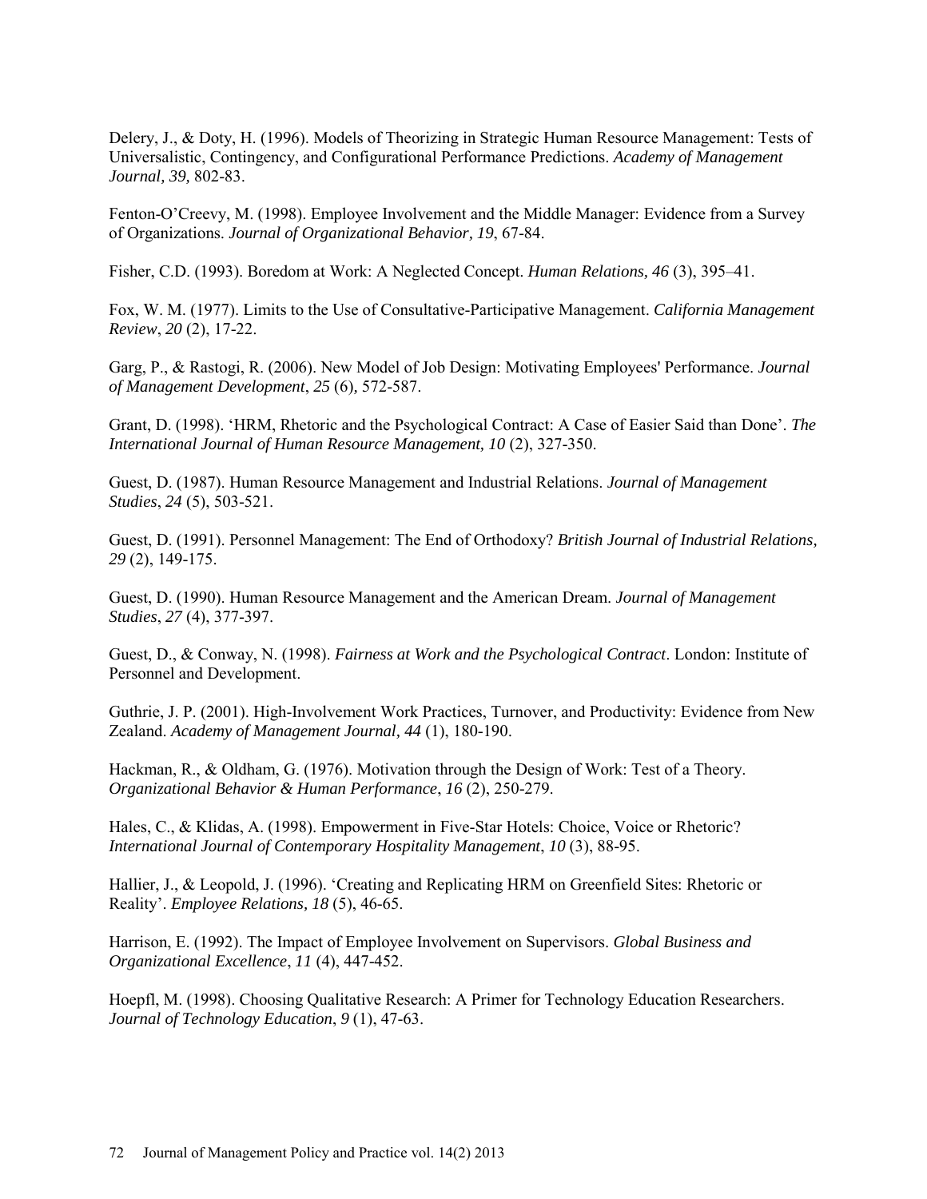Delery, J., & Doty, H. (1996). Models of Theorizing in Strategic Human Resource Management: Tests of Universalistic, Contingency, and Configurational Performance Predictions. *Academy of Management Journal, 39,* 802-83.

Fenton-O'Creevy, M. (1998). Employee Involvement and the Middle Manager: Evidence from a Survey of Organizations. *Journal of Organizational Behavior, 19*, 67-84.

Fisher, C.D. (1993). Boredom at Work: A Neglected Concept. *Human Relations, 46* (3), 395–41.

Fox, W. M. (1977). Limits to the Use of Consultative-Participative Management. *California Management Review*, *20* (2), 17-22.

Garg, P., & Rastogi, R. (2006). New Model of Job Design: Motivating Employees' Performance. *Journal of Management Development*, *25* (6), 572-587.

Grant, D. (1998). 'HRM, Rhetoric and the Psychological Contract: A Case of Easier Said than Done'. *The International Journal of Human Resource Management, 10* (2), 327-350.

Guest, D. (1987). Human Resource Management and Industrial Relations. *Journal of Management Studies*, *24* (5), 503-521.

Guest, D. (1991). Personnel Management: The End of Orthodoxy? *British Journal of Industrial Relations, 29* (2), 149-175.

Guest, D. (1990). Human Resource Management and the American Dream. *Journal of Management Studies*, *27* (4), 377-397.

Guest, D., & Conway, N. (1998). *Fairness at Work and the Psychological Contract*. London: Institute of Personnel and Development.

Guthrie, J. P. (2001). High-Involvement Work Practices, Turnover, and Productivity: Evidence from New Zealand. *Academy of Management Journal, 44* (1), 180-190.

Hackman, R., & Oldham, G. (1976). Motivation through the Design of Work: Test of a Theory. *Organizational Behavior & Human Performance*, *16* (2), 250-279.

Hales, C., & Klidas, A. (1998). Empowerment in Five-Star Hotels: Choice, Voice or Rhetoric? *International Journal of Contemporary Hospitality Management*, *10* (3), 88-95.

Hallier, J., & Leopold, J. (1996). 'Creating and Replicating HRM on Greenfield Sites: Rhetoric or Reality'. *Employee Relations, 18* (5), 46-65.

Harrison, E. (1992). The Impact of Employee Involvement on Supervisors. *Global Business and Organizational Excellence*, *11* (4), 447-452.

Hoepfl, M. (1998). Choosing Qualitative Research: A Primer for Technology Education Researchers. *Journal of Technology Education*, *9* (1), 47-63.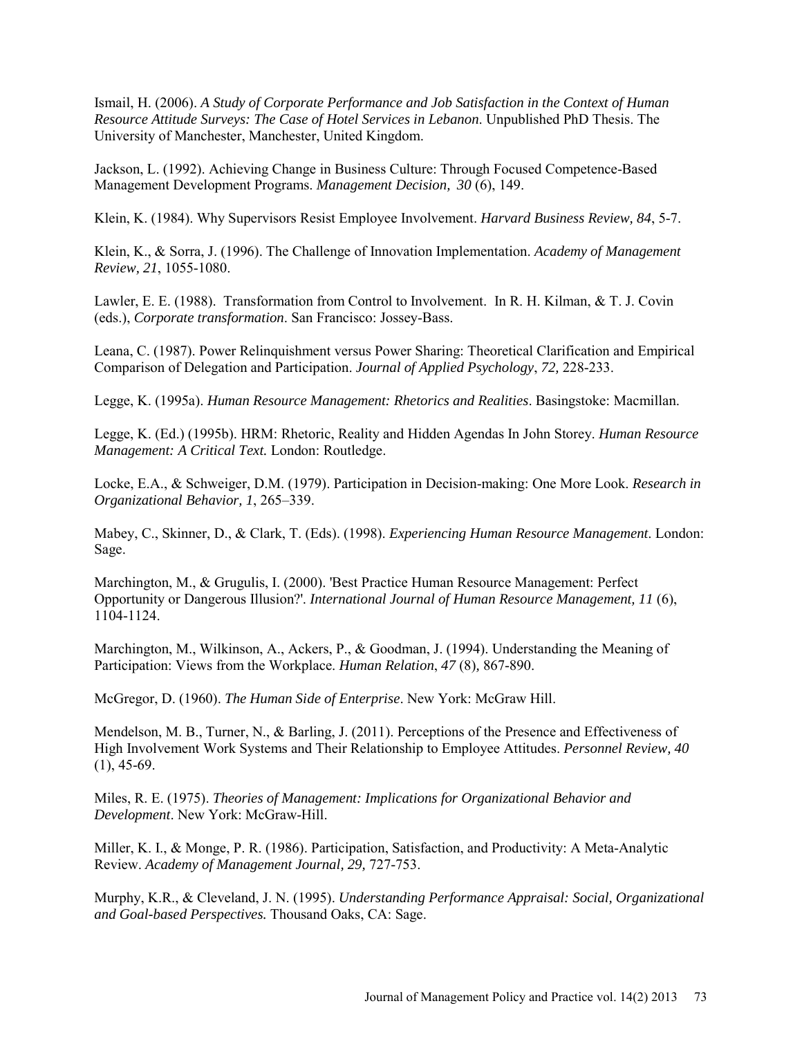Ismail, H. (2006). *A Study of Corporate Performance and Job Satisfaction in the Context of Human Resource Attitude Surveys: The Case of Hotel Services in Lebanon*. Unpublished PhD Thesis. The University of Manchester, Manchester, United Kingdom.

Jackson, L. (1992). Achieving Change in Business Culture: Through Focused Competence-Based Management Development Programs. *Management Decision, 30* (6), 149.

Klein, K. (1984). Why Supervisors Resist Employee Involvement. *Harvard Business Review, 84*, 5-7.

Klein, K., & Sorra, J. (1996). The Challenge of Innovation Implementation. *Academy of Management Review, 21*, 1055-1080.

Lawler, E. E. (1988). Transformation from Control to Involvement. In R. H. Kilman, & T. J. Covin (eds.), *Corporate transformation*. San Francisco: Jossey-Bass.

Leana, C. (1987). Power Relinquishment versus Power Sharing: Theoretical Clarification and Empirical Comparison of Delegation and Participation. *Journal of Applied Psychology*, *72,* 228-233.

Legge, K. (1995a). *Human Resource Management: Rhetorics and Realities*. Basingstoke: Macmillan.

Legge, K. (Ed.) (1995b). HRM: Rhetoric, Reality and Hidden Agendas In John Storey. *Human Resource Management: A Critical Text.* London: Routledge.

Locke, E.A., & Schweiger, D.M. (1979). Participation in Decision-making: One More Look. *Research in Organizational Behavior, 1*, 265–339.

Mabey, C., Skinner, D., & Clark, T. (Eds). (1998). *Experiencing Human Resource Management*. London: Sage.

Marchington, M., & Grugulis, I. (2000). 'Best Practice Human Resource Management: Perfect Opportunity or Dangerous Illusion?'. *International Journal of Human Resource Management, 11* (6), 1104-1124.

Marchington, M., Wilkinson, A., Ackers, P., & Goodman, J. (1994). Understanding the Meaning of Participation: Views from the Workplace. *Human Relation*, *47* (8)*,* 867-890.

McGregor, D. (1960). *The Human Side of Enterprise*. New York: McGraw Hill.

Mendelson, M. B., Turner, N., & Barling, J. (2011). Perceptions of the Presence and Effectiveness of High Involvement Work Systems and Their Relationship to Employee Attitudes. *Personnel Review, 40* (1), 45-69.

Miles, R. E. (1975). *Theories of Management: Implications for Organizational Behavior and Development*. New York: McGraw-Hill.

Miller, K. I., & Monge, P. R. (1986). Participation, Satisfaction, and Productivity: A Meta-Analytic Review. *Academy of Management Journal, 29,* 727-753.

Murphy, K.R., & Cleveland, J. N. (1995). *Understanding Performance Appraisal: Social, Organizational and Goal-based Perspectives.* Thousand Oaks, CA: Sage.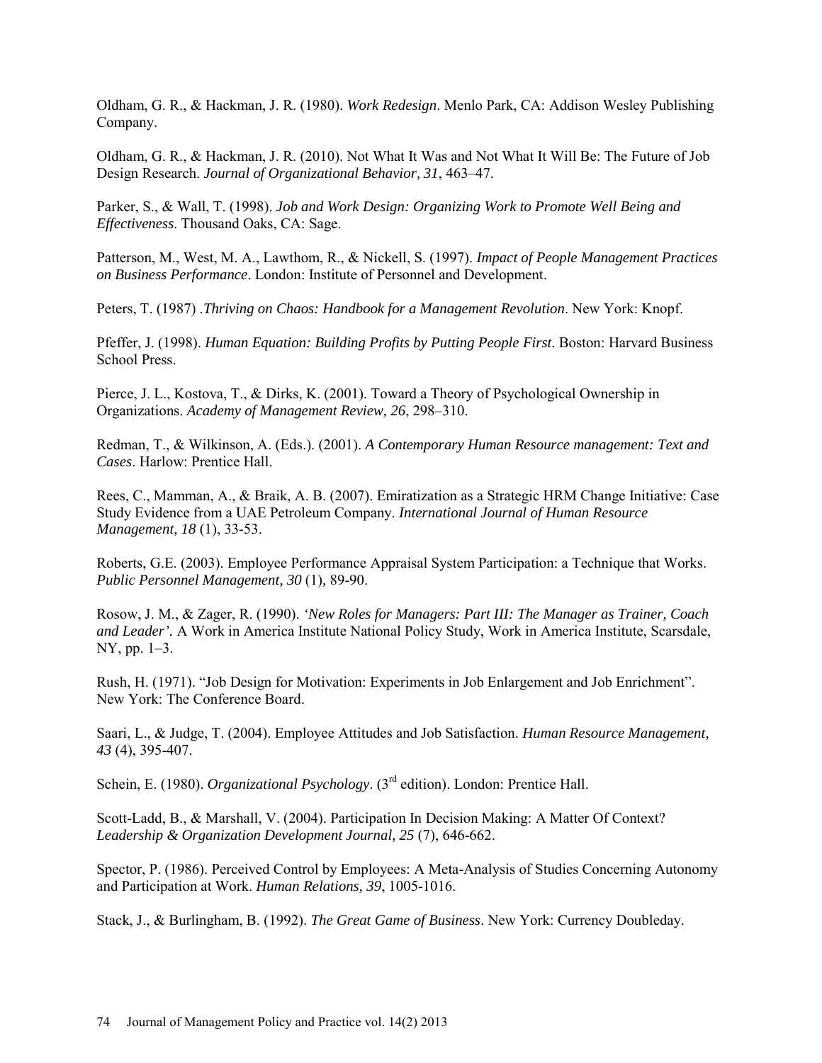Oldham, G. R., & Hackman, J. R. (1980). *Work Redesign*. Menlo Park, CA: Addison Wesley Publishing Company.

Oldham, G. R., & Hackman, J. R. (2010). Not What It Was and Not What It Will Be: The Future of Job Design Research. *Journal of Organizational Behavior, 31*, 463–47.

Parker, S., & Wall, T. (1998). *Job and Work Design: Organizing Work to Promote Well Being and Effectiveness*. Thousand Oaks, CA: Sage.

Patterson, M., West, M. A., Lawthom, R., & Nickell, S. (1997). *Impact of People Management Practices on Business Performance*. London: Institute of Personnel and Development.

Peters, T. (1987) .*Thriving on Chaos: Handbook for a Management Revolution*. New York: Knopf.

Pfeffer, J. (1998). *Human Equation: Building Profits by Putting People First*. Boston: Harvard Business School Press.

Pierce, J. L., Kostova, T., & Dirks, K. (2001). Toward a Theory of Psychological Ownership in Organizations. *Academy of Management Review, 26*, 298–310.

Redman, T., & Wilkinson, A. (Eds.). (2001). *A Contemporary Human Resource management: Text and Cases*. Harlow: Prentice Hall.

Rees, C., Mamman, A., & Braik, A. B. (2007). Emiratization as a Strategic HRM Change Initiative: Case Study Evidence from a UAE Petroleum Company. *International Journal of Human Resource Management, 18* (1), 33-53.

Roberts, G.E. (2003). Employee Performance Appraisal System Participation: a Technique that Works. *Public Personnel Management, 30* (1), 89-90.

Rosow, J. M., & Zager, R. (1990). *'New Roles for Managers: Part III: The Manager as Trainer, Coach and Leader'*. A Work in America Institute National Policy Study, Work in America Institute, Scarsdale, NY, pp. 1–3.

Rush, H. (1971). "Job Design for Motivation: Experiments in Job Enlargement and Job Enrichment". New York: The Conference Board.

Saari, L., & Judge, T. (2004). Employee Attitudes and Job Satisfaction. *Human Resource Management, 43* (4), 395-407.

Schein, E. (1980). *Organizational Psychology*. (3rd edition). London: Prentice Hall.

Scott-Ladd, B., & Marshall, V. (2004). Participation In Decision Making: A Matter Of Context? *Leadership & Organization Development Journal, 25* (7), 646-662.

Spector, P. (1986). Perceived Control by Employees: A Meta-Analysis of Studies Concerning Autonomy and Participation at Work. *Human Relations, 39*, 1005-1016.

Stack, J., & Burlingham, B. (1992). *The Great Game of Business*. New York: Currency Doubleday.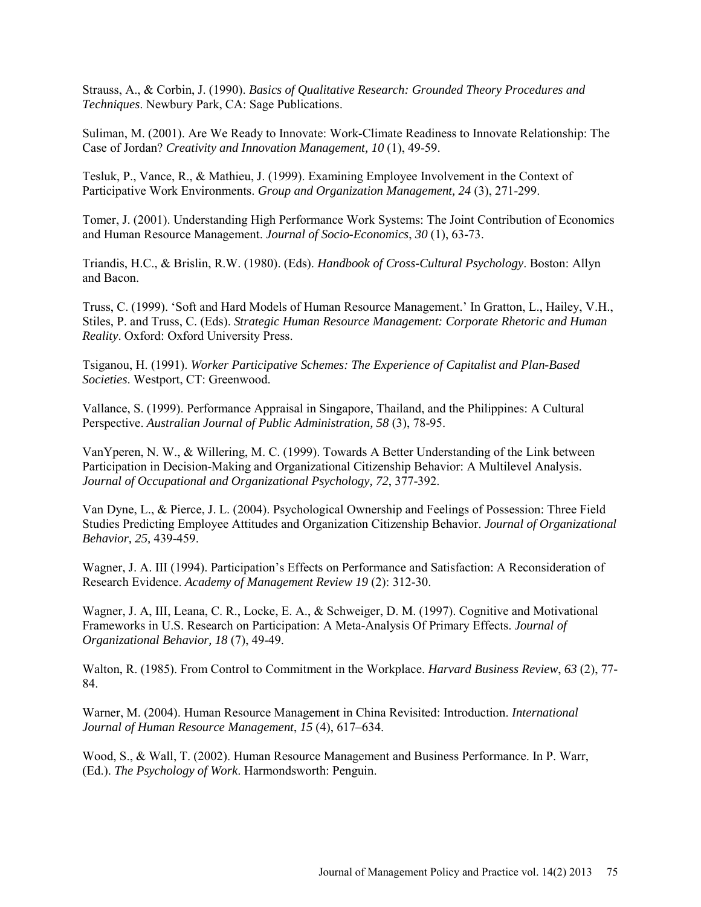Strauss, A., & Corbin, J. (1990). *Basics of Qualitative Research: Grounded Theory Procedures and Techniques*. Newbury Park, CA: Sage Publications.

Suliman, M. (2001). Are We Ready to Innovate: Work-Climate Readiness to Innovate Relationship: The Case of Jordan? *Creativity and Innovation Management, 10* (1), 49-59.

Tesluk, P., Vance, R., & Mathieu, J. (1999). Examining Employee Involvement in the Context of Participative Work Environments. *Group and Organization Management, 24* (3), 271-299.

Tomer, J. (2001). Understanding High Performance Work Systems: The Joint Contribution of Economics and Human Resource Management. *Journal of Socio-Economics*, *30* (1), 63-73.

Triandis, H.C., & Brislin, R.W. (1980). (Eds). *Handbook of Cross-Cultural Psychology*. Boston: Allyn and Bacon.

Truss, C. (1999). 'Soft and Hard Models of Human Resource Management.' In Gratton, L., Hailey, V.H., Stiles, P. and Truss, C. (Eds). *Strategic Human Resource Management: Corporate Rhetoric and Human Reality*. Oxford: Oxford University Press.

Tsiganou, H. (1991). *Worker Participative Schemes: The Experience of Capitalist and Plan-Based Societies*. Westport, CT: Greenwood.

Vallance, S. (1999). Performance Appraisal in Singapore, Thailand, and the Philippines: A Cultural Perspective. *Australian Journal of Public Administration, 58* (3), 78-95.

VanYperen, N. W., & Willering, M. C. (1999). Towards A Better Understanding of the Link between Participation in Decision-Making and Organizational Citizenship Behavior: A Multilevel Analysis. *Journal of Occupational and Organizational Psychology, 72*, 377-392.

Van Dyne, L., & Pierce, J. L. (2004). Psychological Ownership and Feelings of Possession: Three Field Studies Predicting Employee Attitudes and Organization Citizenship Behavior. *Journal of Organizational Behavior, 25,* 439-459.

Wagner, J. A. III (1994). Participation's Effects on Performance and Satisfaction: A Reconsideration of Research Evidence. *Academy of Management Review 19* (2): 312-30.

Wagner, J. A, III, Leana, C. R., Locke, E. A., & Schweiger, D. M. (1997). Cognitive and Motivational Frameworks in U.S. Research on Participation: A Meta-Analysis Of Primary Effects. *Journal of Organizational Behavior, 18* (7), 49-49.

Walton, R. (1985). From Control to Commitment in the Workplace. *Harvard Business Review*, *63* (2), 77-84.

Warner, M. (2004). Human Resource Management in China Revisited: Introduction. *International Journal of Human Resource Management*, *15* (4), 617–634.

Wood, S., & Wall, T. (2002). Human Resource Management and Business Performance. In P. Warr, (Ed.). *The Psychology of Work*. Harmondsworth: Penguin.